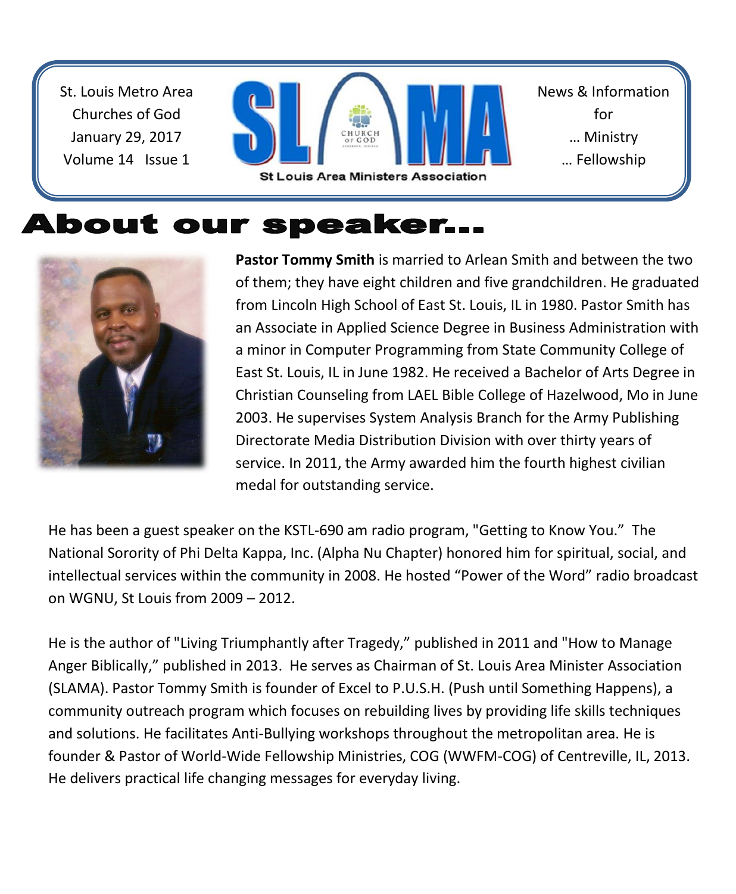St. Louis Metro Area
Churches of God
January 29, 2017
Volume 14 Issue 1

# SLAMA

St Louis Area Ministers Association

News & Information
for
… Ministry
… Fellowship

## About our speaker…

**Pastor Tommy Smith** is married to Arlean Smith and between the two of them; they have eight children and five grandchildren. He graduated from Lincoln High School of East St. Louis, IL in 1980. Pastor Smith has an Associate in Applied Science Degree in Business Administration with a minor in Computer Programming from State Community College of East St. Louis, IL in June 1982. He received a Bachelor of Arts Degree in Christian Counseling from LAEL Bible College of Hazelwood, Mo in June 2003. He supervises System Analysis Branch for the Army Publishing Directorate Media Distribution Division with over thirty years of service. In 2011, the Army awarded him the fourth highest civilian medal for outstanding service.

He has been a guest speaker on the KSTL-690 am radio program, "Getting to Know You." The National Sorority of Phi Delta Kappa, Inc. (Alpha Nu Chapter) honored him for spiritual, social, and intellectual services within the community in 2008. He hosted "Power of the Word" radio broadcast on WGNU, St Louis from 2009 – 2012.

He is the author of "Living Triumphantly after Tragedy," published in 2011 and "How to Manage Anger Biblically," published in 2013. He serves as Chairman of St. Louis Area Minister Association (SLAMA). Pastor Tommy Smith is founder of Excel to P.U.S.H. (Push until Something Happens), a community outreach program which focuses on rebuilding lives by providing life skills techniques and solutions. He facilitates Anti-Bullying workshops throughout the metropolitan area. He is founder & Pastor of World-Wide Fellowship Ministries, COG (WWFM-COG) of Centreville, IL, 2013. He delivers practical life changing messages for everyday living.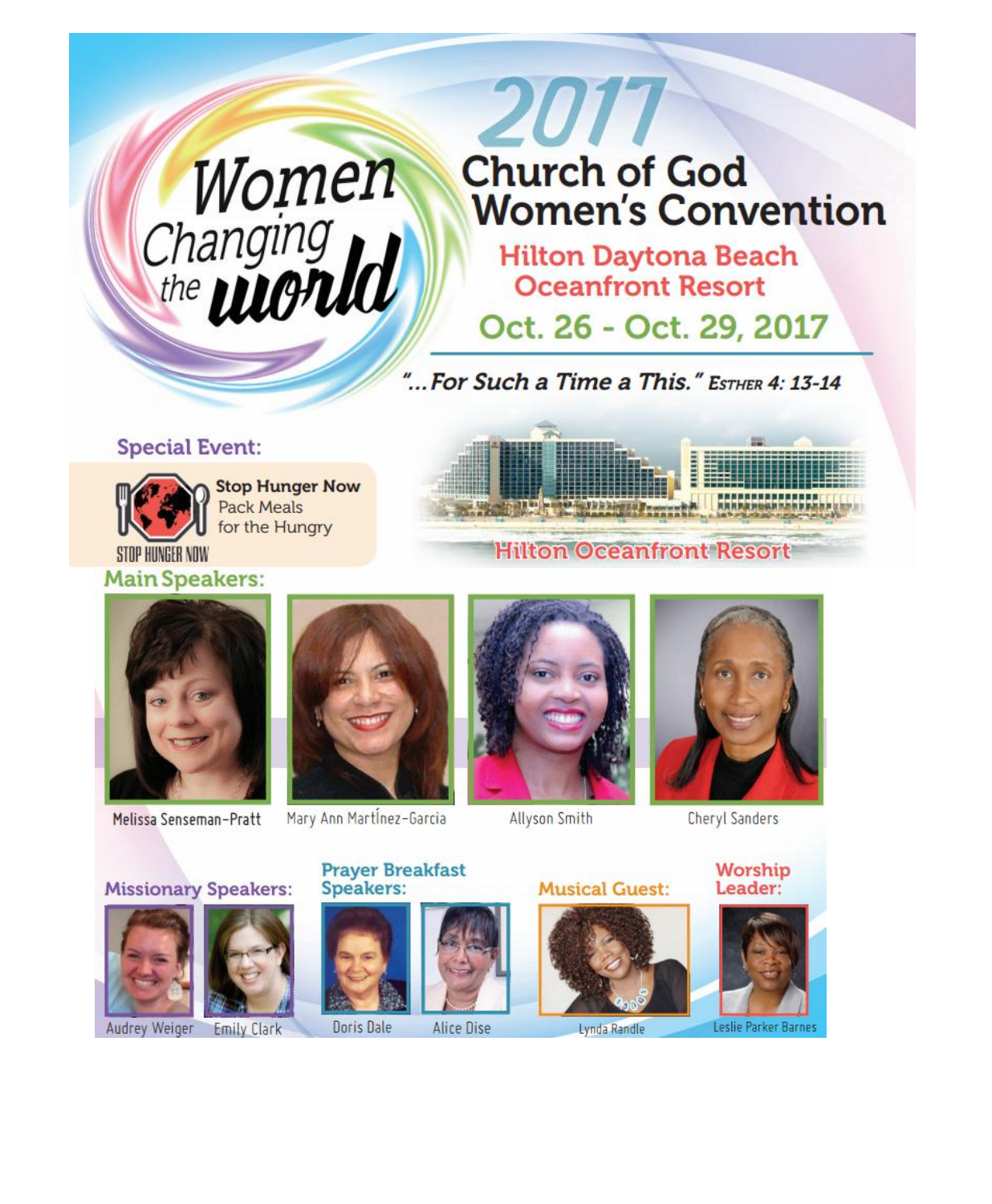# Women Changing the World

# 2017 Church of God Women's Convention

## Hilton Daytona Beach Oceanfront Resort

## Oct. 26 - Oct. 29, 2017

*"...For Such a Time a This." Esther 4: 13-14*

### Special Event:

**Stop Hunger Now**
Pack Meals for the Hungry

STOP HUNGER NOW

Hilton Oceanfront Resort

### Main Speakers:

- Melissa Senseman-Pratt
- Mary Ann Martínez-Garcia
- Allyson Smith
- Cheryl Sanders

### Missionary Speakers:

- Audrey Weiger
- Emily Clark

### Prayer Breakfast Speakers:

- Doris Dale
- Alice Dise

### Musical Guest:

- Lynda Randle

### Worship Leader:

- Leslie Parker Barnes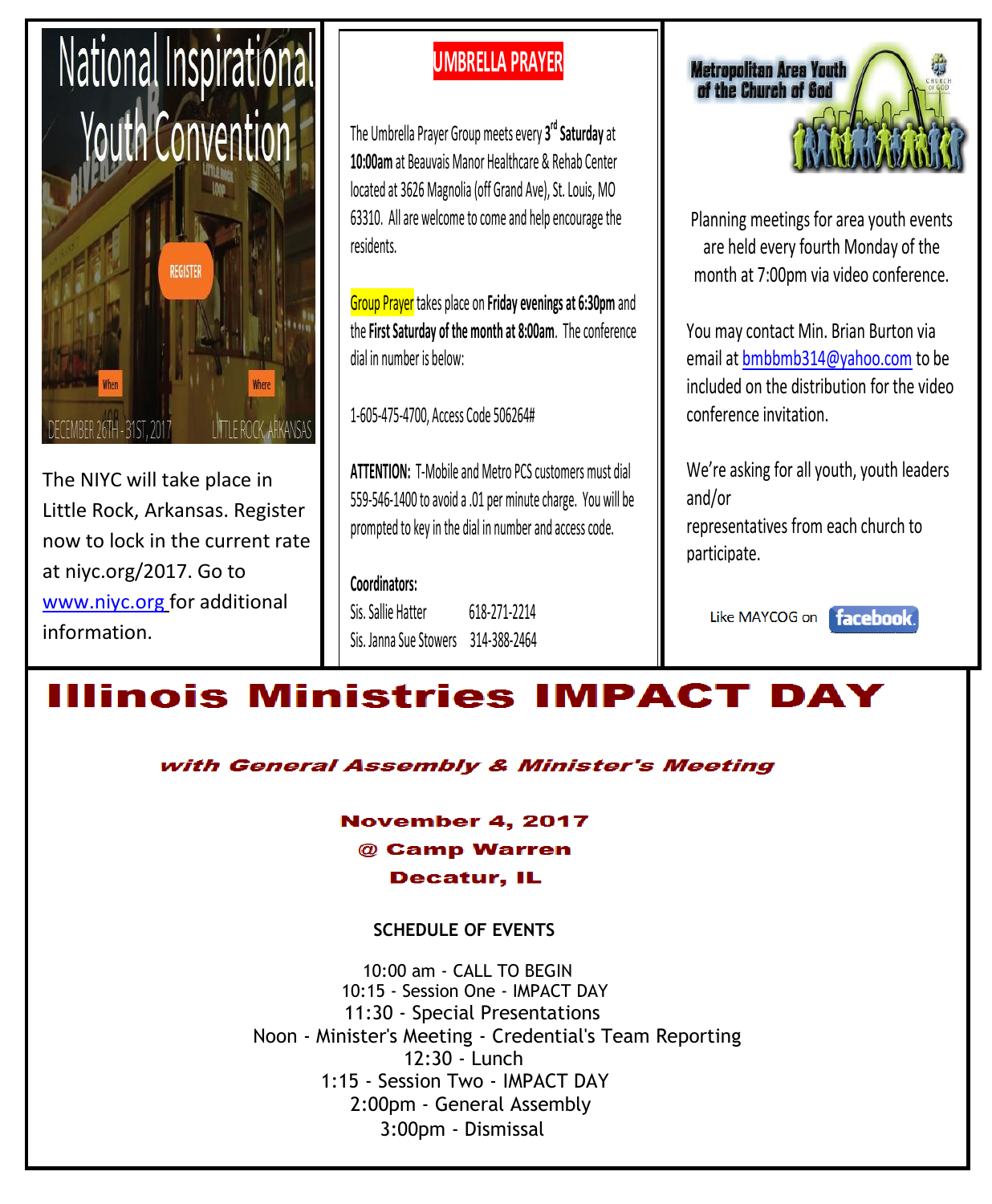# National Inspirational Youth Convention

REGISTER

When: DECEMBER 26TH - 31ST, 2017

Where: LITTLE ROCK ARKANSAS

The NIYC will take place in Little Rock, Arkansas. Register now to lock in the current rate at niyc.org/2017. Go to www.niyc.org for additional information.

## UMBRELLA PRAYER

The Umbrella Prayer Group meets every 3rd **Saturday** at **10:00am** at Beauvais Manor Healthcare & Rehab Center located at 3626 Magnolia (off Grand Ave), St. Louis, MO 63310. All are welcome to come and help encourage the residents.

Group Prayer takes place on **Friday evenings at 6:30pm** and the **First Saturday of the month at 8:00am**. The conference dial in number is below:

1-605-475-4700, Access Code 506264#

**ATTENTION:** T-Mobile and Metro PCS customers must dial 559-546-1400 to avoid a .01 per minute charge. You will be prompted to key in the dial in number and access code.

**Coordinators:**

Sis. Sallie Hatter 618-271-2214

Sis. Janna Sue Stowers 314-388-2464

## Metropolitan Area Youth of the Church of God

Planning meetings for area youth events are held every fourth Monday of the month at 7:00pm via video conference.

You may contact Min. Brian Burton via email at bmbbmb314@yahoo.com to be included on the distribution for the video conference invitation.

We're asking for all youth, youth leaders and/or representatives from each church to participate.

Like MAYCOG on facebook.

# Illinois Ministries IMPACT DAY

***with General Assembly & Minister's Meeting***

**November 4, 2017**

**@ Camp Warren**

**Decatur, IL**

**SCHEDULE OF EVENTS**

10:00 am - CALL TO BEGIN

10:15 - Session One - IMPACT DAY

11:30 - Special Presentations

Noon - Minister's Meeting - Credential's Team Reporting

12:30 - Lunch

1:15 - Session Two - IMPACT DAY

2:00pm - General Assembly

3:00pm - Dismissal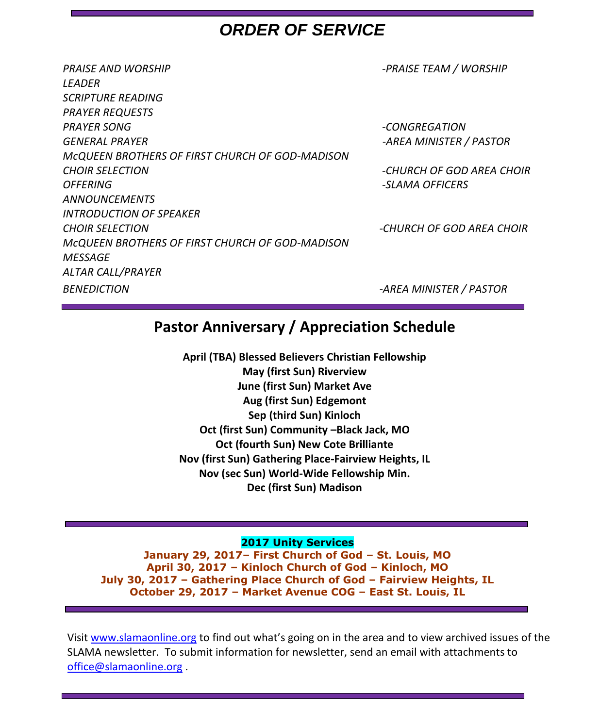# *ORDER OF SERVICE*

*PRAISE AND WORSHIP -PRAISE TEAM / WORSHIP LEADER*
*SCRIPTURE READING*
*PRAYER REQUESTS*
*PRAYER SONG -CONGREGATION*
*GENERAL PRAYER -AREA MINISTER / PASTOR*
*McQUEEN BROTHERS OF FIRST CHURCH OF GOD-MADISON*
*CHOIR SELECTION -CHURCH OF GOD AREA CHOIR*
*OFFERING -SLAMA OFFICERS*
*ANNOUNCEMENTS*
*INTRODUCTION OF SPEAKER*
*CHOIR SELECTION -CHURCH OF GOD AREA CHOIR*
*McQUEEN BROTHERS OF FIRST CHURCH OF GOD-MADISON*
*MESSAGE*
*ALTAR CALL/PRAYER*
*BENEDICTION -AREA MINISTER / PASTOR*

## Pastor Anniversary / Appreciation Schedule

**April (TBA) Blessed Believers Christian Fellowship**
**May (first Sun) Riverview**
**June (first Sun) Market Ave**
**Aug (first Sun) Edgemont**
**Sep (third Sun) Kinloch**
**Oct (first Sun) Community –Black Jack, MO**
**Oct (fourth Sun) New Cote Brilliante**
**Nov (first Sun) Gathering Place-Fairview Heights, IL**
**Nov (sec Sun) World-Wide Fellowship Min.**
**Dec (first Sun) Madison**

**2017 Unity Services**
**January 29, 2017– First Church of God – St. Louis, MO**
**April 30, 2017 – Kinloch Church of God – Kinloch, MO**
**July 30, 2017 – Gathering Place Church of God – Fairview Heights, IL**
**October 29, 2017 – Market Avenue COG – East St. Louis, IL**

Visit www.slamaonline.org to find out what's going on in the area and to view archived issues of the SLAMA newsletter. To submit information for newsletter, send an email with attachments to office@slamaonline.org .